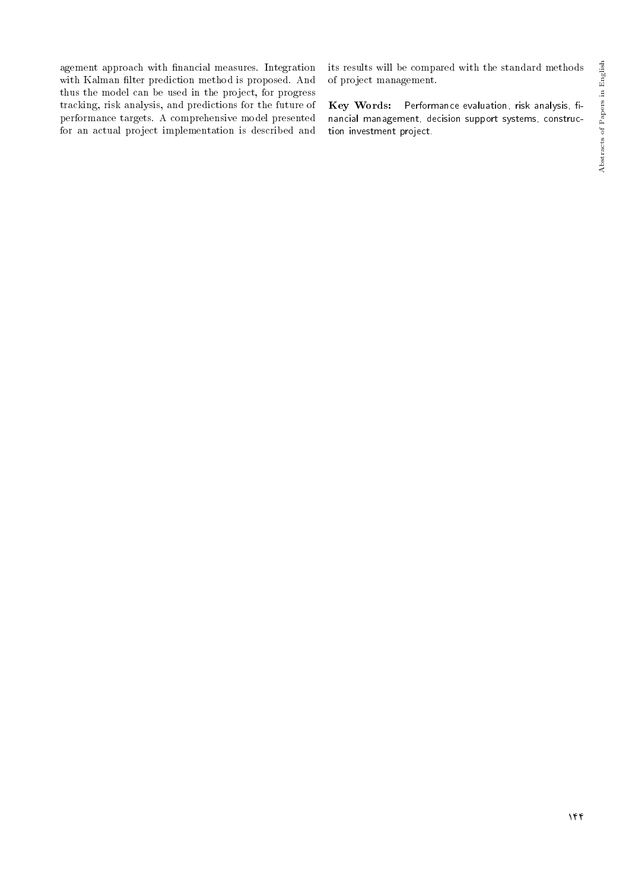agement approach with financial measures. Integration with Kalman filter prediction method is proposed. And thus the model can be used in the project, for progress tracking, risk analysis, and predictions for the future of performance targets. A comprehensive model presented for an actual project implementation is described and its results will be compared with the standard methods of project management.

**Key Words:** Performance evaluation, risk analysis, financial management, decision support systems, construction investment project.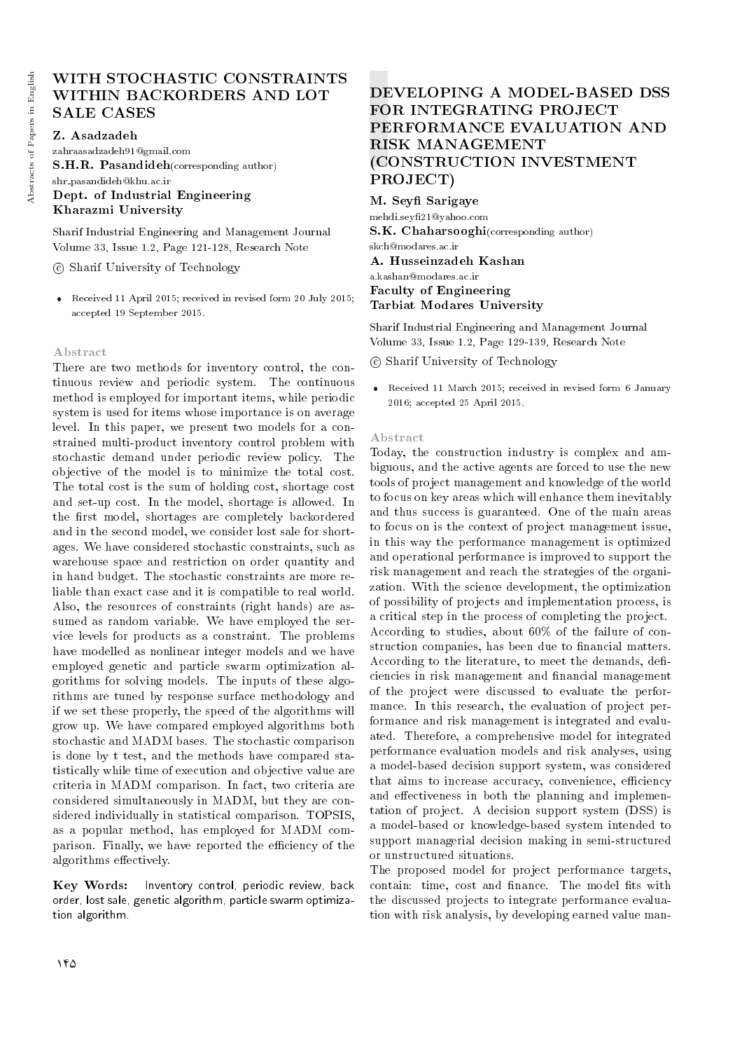# WITH STOCHASTIC CONSTRAINTS WITHIN BACKORDERS AND LOT SALE CASES

**Z. Asadzadeh**
zahraasadzadeh91@gmail.com
**S.H.R. Pasandideh**(corresponding author)
shr_pasandideh@khu.ac.ir
**Dept. of Industrial Engineering**
**Kharazmi University**

Sharif Industrial Engineering and Management Journal
Volume 33, Issue 1.2, Page 121-128, Research Note

© Sharif University of Technology

- Received 11 April 2015; received in revised form 20 July 2015; accepted 19 September 2015.

### Abstract

There are two methods for inventory control, the continuous review and periodic system. The continuous method is employed for important items, while periodic system is used for items whose importance is on average level. In this paper, we present two models for a constrained multi-product inventory control problem with stochastic demand under periodic review policy. The objective of the model is to minimize the total cost. The total cost is the sum of holding cost, shortage cost and set-up cost. In the model, shortage is allowed. In the first model, shortages are completely backordered and in the second model, we consider lost sale for shortages. We have considered stochastic constraints, such as warehouse space and restriction on order quantity and in hand budget. The stochastic constraints are more reliable than exact case and it is compatible to real world. Also, the resources of constraints (right hands) are assumed as random variable. We have employed the service levels for products as a constraint. The problems have modelled as nonlinear integer models and we have employed genetic and particle swarm optimization algorithms for solving models. The inputs of these algorithms are tuned by response surface methodology and if we set these properly, the speed of the algorithms will grow up. We have compared employed algorithms both stochastic and MADM bases. The stochastic comparison is done by t test, and the methods have compared statistically while time of execution and objective value are criteria in MADM comparison. In fact, two criteria are considered simultaneously in MADM, but they are considered individually in statistical comparison. TOPSIS, as a popular method, has employed for MADM comparison. Finally, we have reported the efficiency of the algorithms effectively.

**Key Words:** Inventory control, periodic review, back order, lost sale, genetic algorithm, particle swarm optimization algorithm.

# DEVELOPING A MODEL-BASED DSS FOR INTEGRATING PROJECT PERFORMANCE EVALUATION AND RISK MANAGEMENT (CONSTRUCTION INVESTMENT PROJECT)

**M. Seyfi Sarigaye**
mehdi.seyfi21@yahoo.com
**S.K. Chaharsooghi**(corresponding author)
skch@modares.ac.ir
**A. Husseinzadeh Kashan**
a.kashan@modares.ac.ir
**Faculty of Engineering**
**Tarbiat Modares University**

Sharif Industrial Engineering and Management Journal
Volume 33, Issue 1.2, Page 129-139, Research Note

© Sharif University of Technology

- Received 11 March 2015; received in revised form 6 January 2016; accepted 25 April 2015.

### Abstract

Today, the construction industry is complex and ambiguous, and the active agents are forced to use the new tools of project management and knowledge of the world to focus on key areas which will enhance them inevitably and thus success is guaranteed. One of the main areas to focus on is the context of project management issue, in this way the performance management is optimized and operational performance is improved to support the risk management and reach the strategies of the organization. With the science development, the optimization of possibility of projects and implementation process, is a critical step in the process of completing the project. According to studies, about 60% of the failure of construction companies, has been due to financial matters. According to the literature, to meet the demands, deficiencies in risk management and financial management of the project were discussed to evaluate the performance. In this research, the evaluation of project performance and risk management is integrated and evaluated. Therefore, a comprehensive model for integrated performance evaluation models and risk analyses, using a model-based decision support system, was considered that aims to increase accuracy, convenience, efficiency and effectiveness in both the planning and implementation of project. A decision support system (DSS) is a model-based or knowledge-based system intended to support managerial decision making in semi-structured or unstructured situations.

The proposed model for project performance targets, contain: time, cost and finance. The model fits with the discussed projects to integrate performance evaluation with risk analysis, by developing earned value man-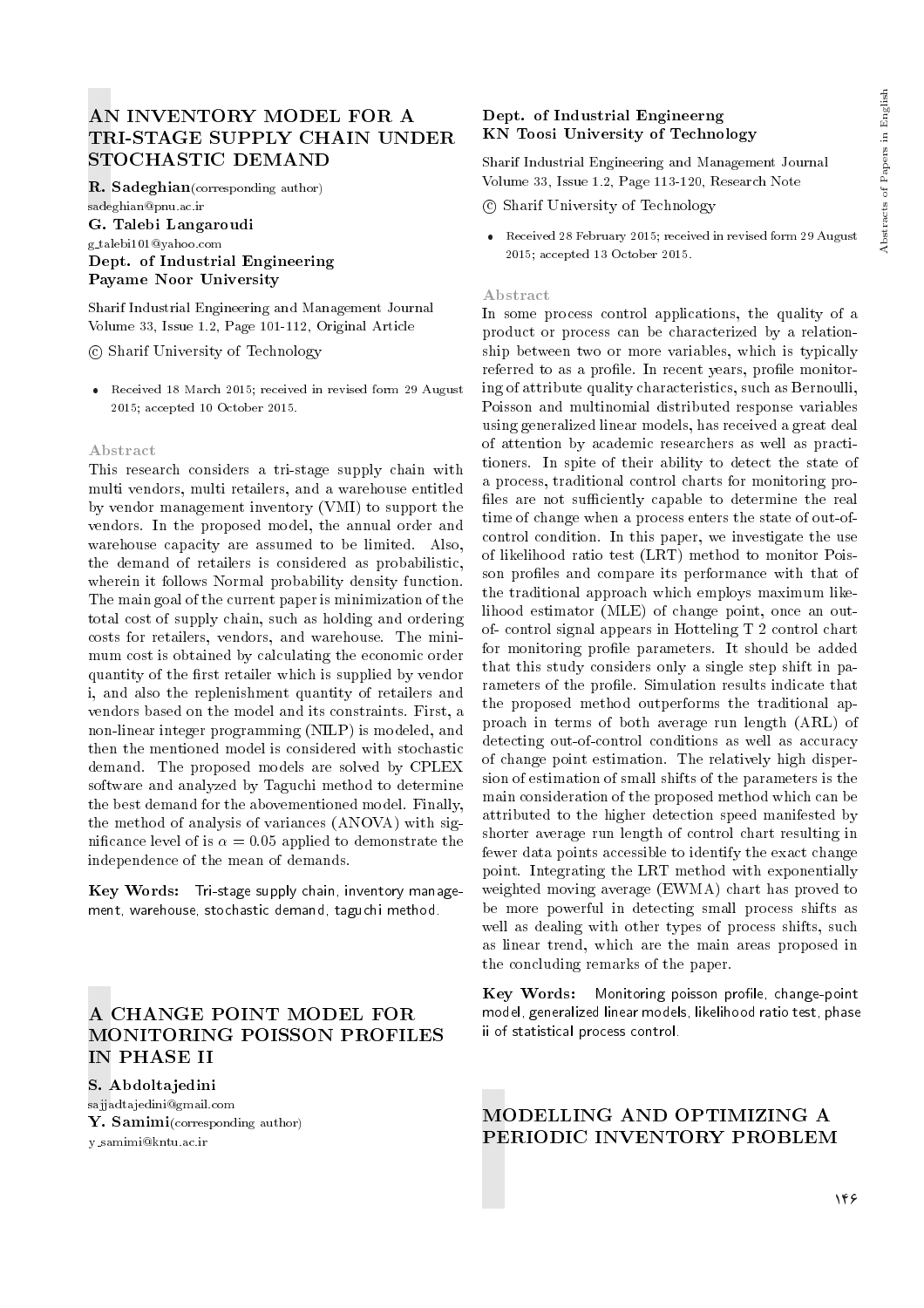## AN INVENTORY MODEL FOR A TRI-STAGE SUPPLY CHAIN UNDER STOCHASTIC DEMAND

**R. Sadeghian**(corresponding author)
sadeghian@pnu.ac.ir
**G. Talebi Langaroudi**
g_talebi101@yahoo.com
**Dept. of Industrial Engineering**
**Payame Noor University**

Sharif Industrial Engineering and Management Journal
Volume 33, Issue 1.2, Page 101-112, Original Article

© Sharif University of Technology

- Received 18 March 2015; received in revised form 29 August 2015; accepted 10 October 2015.

### Abstract

This research considers a tri-stage supply chain with multi vendors, multi retailers, and a warehouse entitled by vendor management inventory (VMI) to support the vendors. In the proposed model, the annual order and warehouse capacity are assumed to be limited. Also, the demand of retailers is considered as probabilistic, wherein it follows Normal probability density function. The main goal of the current paper is minimization of the total cost of supply chain, such as holding and ordering costs for retailers, vendors, and warehouse. The minimum cost is obtained by calculating the economic order quantity of the first retailer which is supplied by vendor i, and also the replenishment quantity of retailers and vendors based on the model and its constraints. First, a non-linear integer programming (NILP) is modeled, and then the mentioned model is considered with stochastic demand. The proposed models are solved by CPLEX software and analyzed by Taguchi method to determine the best demand for the abovementioned model. Finally, the method of analysis of variances (ANOVA) with significance level of is $\alpha = 0.05$ applied to demonstrate the independence of the mean of demands.

**Key Words:** Tri-stage supply chain, inventory management, warehouse, stochastic demand, taguchi method.

## A CHANGE POINT MODEL FOR MONITORING POISSON PROFILES IN PHASE II

**S. Abdoltajedini**
sajjadtajedini@gmail.com
**Y. Samimi**(corresponding author)
y_samimi@kntu.ac.ir
**Dept. of Industrial Engineerng**
**KN Toosi University of Technology**

Sharif Industrial Engineering and Management Journal
Volume 33, Issue 1.2, Page 113-120, Research Note

© Sharif University of Technology

- Received 28 February 2015; received in revised form 29 August 2015; accepted 13 October 2015.

### Abstract

In some process control applications, the quality of a product or process can be characterized by a relationship between two or more variables, which is typically referred to as a profile. In recent years, profile monitoring of attribute quality characteristics, such as Bernoulli, Poisson and multinomial distributed response variables using generalized linear models, has received a great deal of attention by academic researchers as well as practitioners. In spite of their ability to detect the state of a process, traditional control charts for monitoring profiles are not sufficiently capable to determine the real time of change when a process enters the state of out-of-control condition. In this paper, we investigate the use of likelihood ratio test (LRT) method to monitor Poisson profiles and compare its performance with that of the traditional approach which employs maximum likelihood estimator (MLE) of change point, once an out-of- control signal appears in Hotteling T 2 control chart for monitoring profile parameters. It should be added that this study considers only a single step shift in parameters of the profile. Simulation results indicate that the proposed method outperforms the traditional approach in terms of both average run length (ARL) of detecting out-of-control conditions as well as accuracy of change point estimation. The relatively high dispersion of estimation of small shifts of the parameters is the main consideration of the proposed method which can be attributed to the higher detection speed manifested by shorter average run length of control chart resulting in fewer data points accessible to identify the exact change point. Integrating the LRT method with exponentially weighted moving average (EWMA) chart has proved to be more powerful in detecting small process shifts as well as dealing with other types of process shifts, such as linear trend, which are the main areas proposed in the concluding remarks of the paper.

**Key Words:** Monitoring poisson profile, change-point model, generalized linear models, likelihood ratio test, phase ii of statistical process control.

## MODELLING AND OPTIMIZING A PERIODIC INVENTORY PROBLEM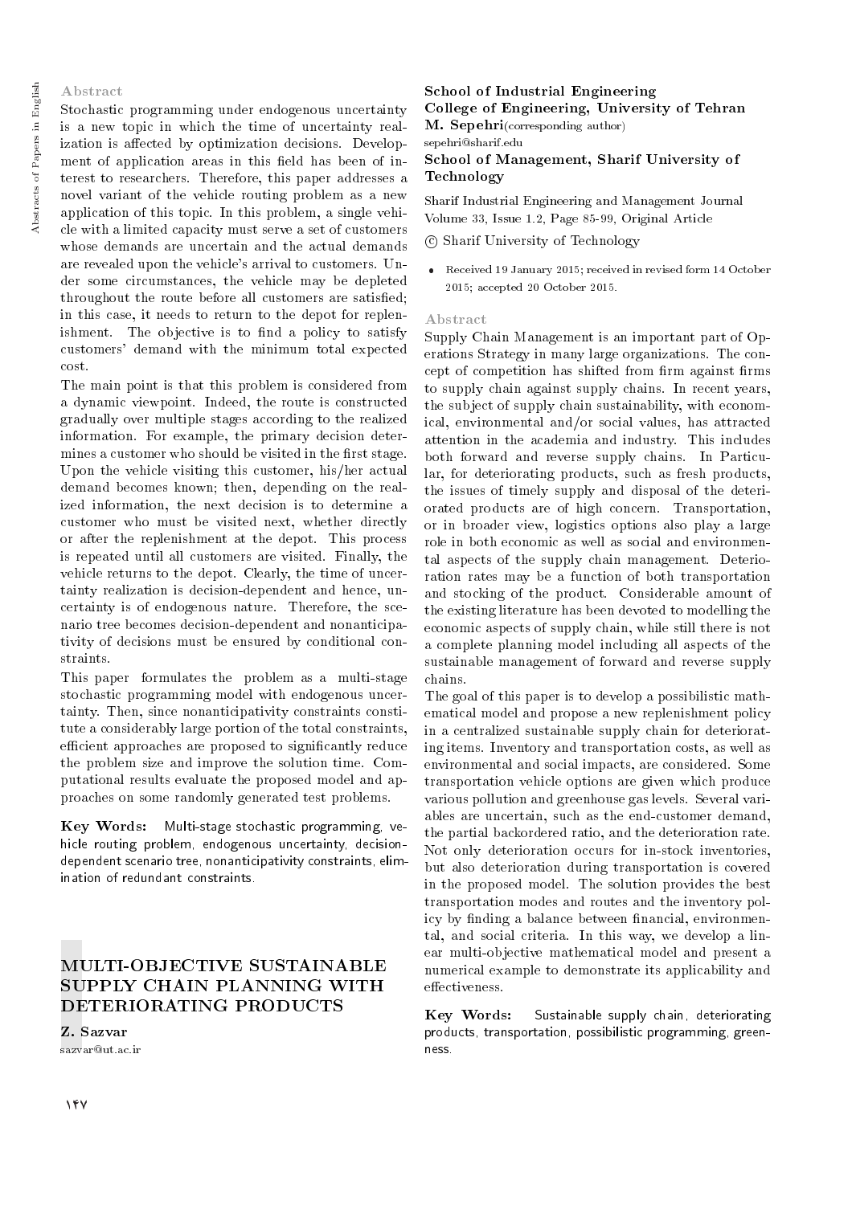## Abstract

Stochastic programming under endogenous uncertainty is a new topic in which the time of uncertainty realization is affected by optimization decisions. Development of application areas in this field has been of interest to researchers. Therefore, this paper addresses a novel variant of the vehicle routing problem as a new application of this topic. In this problem, a single vehicle with a limited capacity must serve a set of customers whose demands are uncertain and the actual demands are revealed upon the vehicle's arrival to customers. Under some circumstances, the vehicle may be depleted throughout the route before all customers are satisfied; in this case, it needs to return to the depot for replenishment. The objective is to find a policy to satisfy customers' demand with the minimum total expected cost.

The main point is that this problem is considered from a dynamic viewpoint. Indeed, the route is constructed gradually over multiple stages according to the realized information. For example, the primary decision determines a customer who should be visited in the first stage. Upon the vehicle visiting this customer, his/her actual demand becomes known; then, depending on the realized information, the next decision is to determine a customer who must be visited next, whether directly or after the replenishment at the depot. This process is repeated until all customers are visited. Finally, the vehicle returns to the depot. Clearly, the time of uncertainty realization is decision-dependent and hence, uncertainty is of endogenous nature. Therefore, the scenario tree becomes decision-dependent and nonanticipativity of decisions must be ensured by conditional constraints.

This paper formulates the problem as a multi-stage stochastic programming model with endogenous uncertainty. Then, since nonanticipativity constraints constitute a considerably large portion of the total constraints, efficient approaches are proposed to significantly reduce the problem size and improve the solution time. Computational results evaluate the proposed model and approaches on some randomly generated test problems.

**Key Words:** Multi-stage stochastic programming, vehicle routing problem, endogenous uncertainty, decision-dependent scenario tree, nonanticipativity constraints, elimination of redundant constraints.

# MULTI-OBJECTIVE SUSTAINABLE SUPPLY CHAIN PLANNING WITH DETERIORATING PRODUCTS

**Z. Sazvar**
sazvar@ut.ac.ir

**School of Industrial Engineering**
**College of Engineering, University of Tehran**

**M. Sepehri** (corresponding author)
sepehri@sharif.edu

**School of Management, Sharif University of Technology**

Sharif Industrial Engineering and Management Journal
Volume 33, Issue 1.2, Page 85-99, Original Article

© Sharif University of Technology

- Received 19 January 2015; received in revised form 14 October 2015; accepted 20 October 2015.

## Abstract

Supply Chain Management is an important part of Operations Strategy in many large organizations. The concept of competition has shifted from firm against firms to supply chain against supply chains. In recent years, the subject of supply chain sustainability, with economical, environmental and/or social values, has attracted attention in the academia and industry. This includes both forward and reverse supply chains. In Particular, for deteriorating products, such as fresh products, the issues of timely supply and disposal of the deteriorated products are of high concern. Transportation, or in broader view, logistics options also play a large role in both economic as well as social and environmental aspects of the supply chain management. Deterioration rates may be a function of both transportation and stocking of the product. Considerable amount of the existing literature has been devoted to modelling the economic aspects of supply chain, while still there is not a complete planning model including all aspects of the sustainable management of forward and reverse supply chains.

The goal of this paper is to develop a possibilistic mathematical model and propose a new replenishment policy in a centralized sustainable supply chain for deteriorating items. Inventory and transportation costs, as well as environmental and social impacts, are considered. Some transportation vehicle options are given which produce various pollution and greenhouse gas levels. Several variables are uncertain, such as the end-customer demand, the partial backordered ratio, and the deterioration rate. Not only deterioration occurs for in-stock inventories, but also deterioration during transportation is covered in the proposed model. The solution provides the best transportation modes and routes and the inventory policy by finding a balance between financial, environmental, and social criteria. In this way, we develop a linear multi-objective mathematical model and present a numerical example to demonstrate its applicability and effectiveness.

**Key Words:** Sustainable supply chain, deteriorating products, transportation, possibilistic programming, greenness.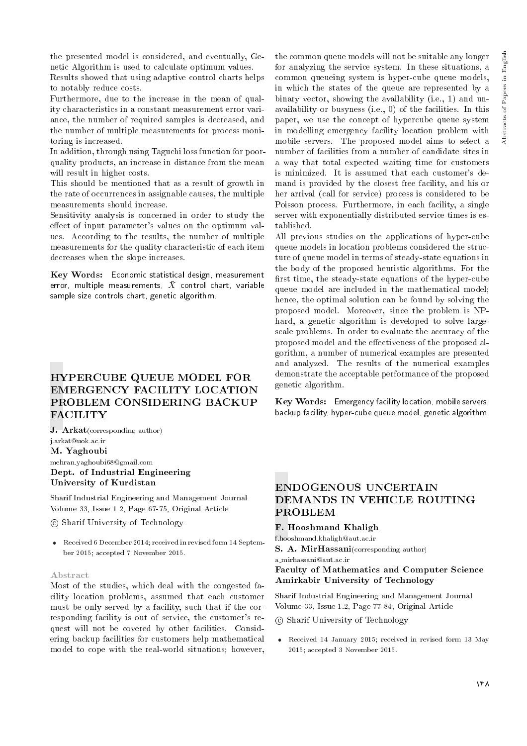the presented model is considered, and eventually, Genetic Algorithm is used to calculate optimum values.

Results showed that using adaptive control charts helps to notably reduce costs.

Furthermore, due to the increase in the mean of quality characteristics in a constant measurement error variance, the number of required samples is decreased, and the number of multiple measurements for process monitoring is increased.

In addition, through using Taguchi loss function for poor-quality products, an increase in distance from the mean will result in higher costs.

This should be mentioned that as a result of growth in the rate of occurrences in assignable causes, the multiple measurements should increase.

Sensitivity analysis is concerned in order to study the effect of input parameter's values on the optimum values. According to the results, the number of multiple measurements for the quality characteristic of each item decreases when the slope increases.

**Key Words:** Economic statistical design, measurement error, multiple measurements, $\bar{X}$ control chart, variable sample size controls chart, genetic algorithm.

## HYPERCUBE QUEUE MODEL FOR EMERGENCY FACILITY LOCATION PROBLEM CONSIDERING BACKUP FACILITY

**J. Arkat**(corresponding author)
j.arkat@uok.ac.ir

**M. Yaghoubi**
mehran.yaghoubi68@gmail.com

**Dept. of Industrial Engineering**
**University of Kurdistan**

Sharif Industrial Engineering and Management Journal
Volume 33, Issue 1.2, Page 67-75, Original Article

© Sharif University of Technology

- Received 6 December 2014; received in revised form 14 September 2015; accepted 7 November 2015.

### Abstract

Most of the studies, which deal with the congested facility location problems, assumed that each customer must be only served by a facility, such that if the corresponding facility is out of service, the customer's request will not be covered by other facilities. Considering backup facilities for customers help mathematical model to cope with the real-world situations; however, the common queue models will not be suitable any longer for analyzing the service system. In these situations, a common queueing system is hyper-cube queue models, in which the states of the queue are represented by a binary vector, showing the availability (i.e., 1) and unavailability or busyness (i.e., 0) of the facilities. In this paper, we use the concept of hypercube queue system in modelling emergency facility location problem with mobile servers. The proposed model aims to select a number of facilities from a number of candidate sites in a way that total expected waiting time for customers is minimized. It is assumed that each customer's demand is provided by the closest free facility, and his or her arrival (call for service) process is considered to be Poisson process. Furthermore, in each facility, a single server with exponentially distributed service times is established.

All previous studies on the applications of hyper-cube queue models in location problems considered the structure of queue model in terms of steady-state equations in the body of the proposed heuristic algorithms. For the first time, the steady-state equations of the hyper-cube queue model are included in the mathematical model; hence, the optimal solution can be found by solving the proposed model. Moreover, since the problem is NP-hard, a genetic algorithm is developed to solve large-scale problems. In order to evaluate the accuracy of the proposed model and the effectiveness of the proposed algorithm, a number of numerical examples are presented and analyzed. The results of the numerical examples demonstrate the acceptable performance of the proposed genetic algorithm.

**Key Words:** Emergency facility location, mobile servers, backup facility, hyper-cube queue model, genetic algorithm.

## ENDOGENOUS UNCERTAIN DEMANDS IN VEHICLE ROUTING PROBLEM

**F. Hooshmand Khaligh**
f.hooshmand.khaligh@aut.ac.ir

**S. A. MirHassani**(corresponding author)
a_mirhassani@aut.ac.ir

**Faculty of Mathematics and Computer Science**
**Amirkabir University of Technology**

Sharif Industrial Engineering and Management Journal
Volume 33, Issue 1.2, Page 77-84, Original Article

© Sharif University of Technology

- Received 14 January 2015; received in revised form 13 May 2015; accepted 3 November 2015.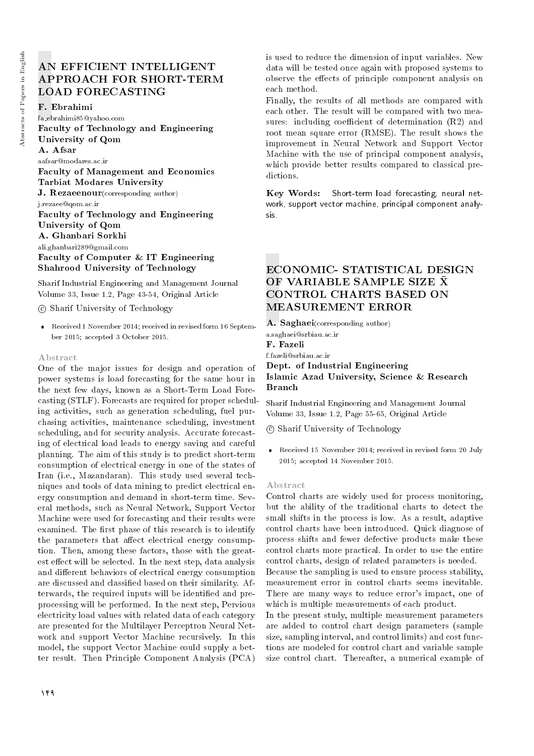# AN EFFICIENT INTELLIGENT APPROACH FOR SHORT-TERM LOAD FORECASTING

**F. Ebrahimi**
fa_ebrahimi85@yahoo.com
**Faculty of Technology and Engineering**
**University of Qom**
**A. Afsar**
aafsar@modares.ac.ir
**Faculty of Management and Economics**
**Tarbiat Modares University**
**J. Rezaeenour**(corresponding author)
j.rezaee@qom.ac.ir
**Faculty of Technology and Engineering**
**University of Qom**
**A. Ghanbari Sorkhi**
ali.ghanbari289@gmail.com
**Faculty of Computer & IT Engineering**
**Shahrood University of Technology**

Sharif Industrial Engineering and Management Journal
Volume 33, Issue 1.2, Page 43-54, Original Article

© Sharif University of Technology

- Received 1 November 2014; received in revised form 16 September 2015; accepted 3 October 2015.

### Abstract

One of the major issues for design and operation of power systems is load forecasting for the same hour in the next few days, known as a Short-Term Load Forecasting (STLF). Forecasts are required for proper scheduling activities, such as generation scheduling, fuel purchasing activities, maintenance scheduling, investment scheduling, and for security analysis. Accurate forecasting of electrical load leads to energy saving and careful planning. The aim of this study is to predict short-term consumption of electrical energy in one of the states of Iran (i.e., Mazandaran). This study used several techniques and tools of data mining to predict electrical energy consumption and demand in short-term time. Several methods, such as Neural Network, Support Vector Machine were used for forecasting and their results were examined. The first phase of this research is to identify the parameters that affect electrical energy consumption. Then, among these factors, those with the greatest effect will be selected. In the next step, data analysis and different behaviors of electrical energy consumption are discussed and classified based on their similarity. Afterwards, the required inputs will be identified and preprocessing will be performed. In the next step, Pervious electricity load values with related data of each category are presented for the Multilayer Perceptron Neural Network and support Vector Machine recursively. In this model, the support Vector Machine could supply a better result. Then Principle Component Analysis (PCA) is used to reduce the dimension of input variables. New data will be tested once again with proposed systems to observe the effects of principle component analysis on each method.

Finally, the results of all methods are compared with each other. The result will be compared with two measures: including coefficient of determination (R2) and root mean square error (RMSE). The result shows the improvement in Neural Network and Support Vector Machine with the use of principal component analysis, which provide better results compared to classical predictions.

**Key Words:** Short-term load forecasting, neural network, support vector machine, principal component analysis.

# ECONOMIC- STATISTICAL DESIGN OF VARIABLE SAMPLE SIZE $\bar{X}$ CONTROL CHARTS BASED ON MEASUREMENT ERROR

**A. Saghaei**(corresponding author)
a.saghaei@srbiau.ac.ir
**F. Fazeli**
f.fazeli@srbiau.ac.ir
**Dept. of Industrial Engineering**
**Islamic Azad University, Science & Research Branch**

Sharif Industrial Engineering and Management Journal
Volume 33, Issue 1.2, Page 55-65, Original Article

© Sharif University of Technology

- Received 15 November 2014; received in revised form 20 July 2015; accepted 14 November 2015.

### Abstract

Control charts are widely used for process monitoring, but the ability of the traditional charts to detect the small shifts in the process is low. As a result, adaptive control charts have been introduced. Quick diagnose of process shifts and fewer defective products make these control charts more practical. In order to use the entire control charts, design of related parameters is needed.

Because the sampling is used to ensure process stability, measurement error in control charts seems inevitable. There are many ways to reduce error's impact, one of which is multiple measurements of each product.

In the present study, multiple measurement parameters are added to control chart design parameters (sample size, sampling interval, and control limits) and cost functions are modeled for control chart and variable sample size control chart. Thereafter, a numerical example of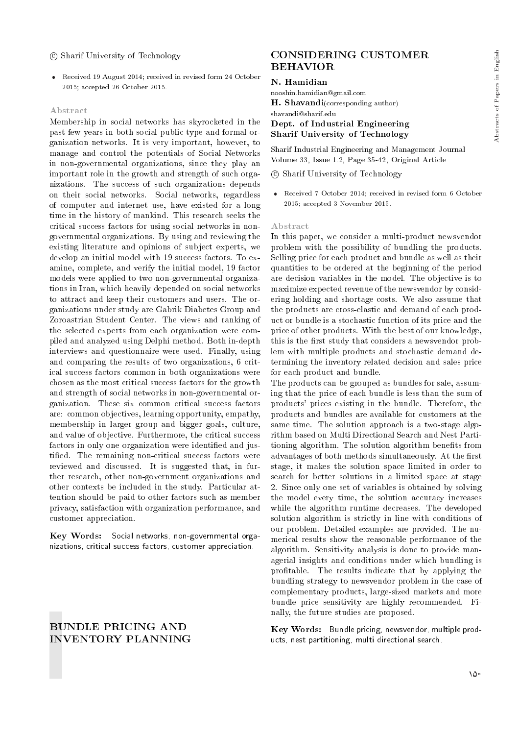© Sharif University of Technology

- Received 19 August 2014; received in revised form 24 October 2015; accepted 26 October 2015.

### Abstract

Membership in social networks has skyrocketed in the past few years in both social public type and formal organization networks. It is very important, however, to manage and control the potentials of Social Networks in non-governmental organizations, since they play an important role in the growth and strength of such organizations. The success of such organizations depends on their social networks. Social networks, regardless of computer and internet use, have existed for a long time in the history of mankind. This research seeks the critical success factors for using social networks in non-governmental organizations. By using and reviewing the existing literature and opinions of subject experts, we develop an initial model with 19 success factors. To examine, complete, and verify the initial model, 19 factor models were applied to two non-governmental organizations in Iran, which heavily depended on social networks to attract and keep their customers and users. The organizations under study are Gabrik Diabetes Group and Zoroastrian Student Center. The views and ranking of the selected experts from each organization were compiled and analyzed using Delphi method. Both in-depth interviews and questionnaire were used. Finally, using and comparing the results of two organizations, 6 critical success factors common in both organizations were chosen as the most critical success factors for the growth and strength of social networks in non-governmental organization. These six common critical success factors are: common objectives, learning opportunity, empathy, membership in larger group and bigger goals, culture, and value of objective. Furthermore, the critical success factors in only one organization were identified and justified. The remaining non-critical success factors were reviewed and discussed. It is suggested that, in further research, other non-government organizations and other contexts be included in the study. Particular attention should be paid to other factors such as member privacy, satisfaction with organization performance, and customer appreciation.

**Key Words:** Social networks, non-governmental organizations, critical success factors, customer appreciation.

## BUNDLE PRICING AND INVENTORY PLANNING CONSIDERING CUSTOMER BEHAVIOR

**N. Hamidian**
nooshin.hamidian@gmail.com
**H. Shavandi** (corresponding author)
shavandi@sharif.edu
**Dept. of Industrial Engineering**
**Sharif University of Technology**

Sharif Industrial Engineering and Management Journal
Volume 33, Issue 1.2, Page 35-42, Original Article

© Sharif University of Technology

- Received 7 October 2014; received in revised form 6 October 2015; accepted 3 November 2015.

### Abstract

In this paper, we consider a multi-product newsvendor problem with the possibility of bundling the products. Selling price for each product and bundle as well as their quantities to be ordered at the beginning of the period are decision variables in the model. The objective is to maximize expected revenue of the newsvendor by considering holding and shortage costs. We also assume that the products are cross-elastic and demand of each product or bundle is a stochastic function of its price and the price of other products. With the best of our knowledge, this is the first study that considers a newsvendor problem with multiple products and stochastic demand determining the inventory related decision and sales price for each product and bundle.

The products can be grouped as bundles for sale, assuming that the price of each bundle is less than the sum of products' prices existing in the bundle. Therefore, the products and bundles are available for customers at the same time. The solution approach is a two-stage algorithm based on Multi Directional Search and Nest Partitioning algorithm. The solution algorithm benefits from advantages of both methods simultaneously. At the first stage, it makes the solution space limited in order to search for better solutions in a limited space at stage 2. Since only one set of variables is obtained by solving the model every time, the solution accuracy increases while the algorithm runtime decreases. The developed solution algorithm is strictly in line with conditions of our problem. Detailed examples are provided. The numerical results show the reasonable performance of the algorithm. Sensitivity analysis is done to provide managerial insights and conditions under which bundling is profitable. The results indicate that by applying the bundling strategy to newsvendor problem in the case of complementary products, large-sized markets and more bundle price sensitivity are highly recommended. Finally, the future studies are proposed.

**Key Words:** Bundle pricing, newsvendor, multiple products, nest partitioning, multi directional search.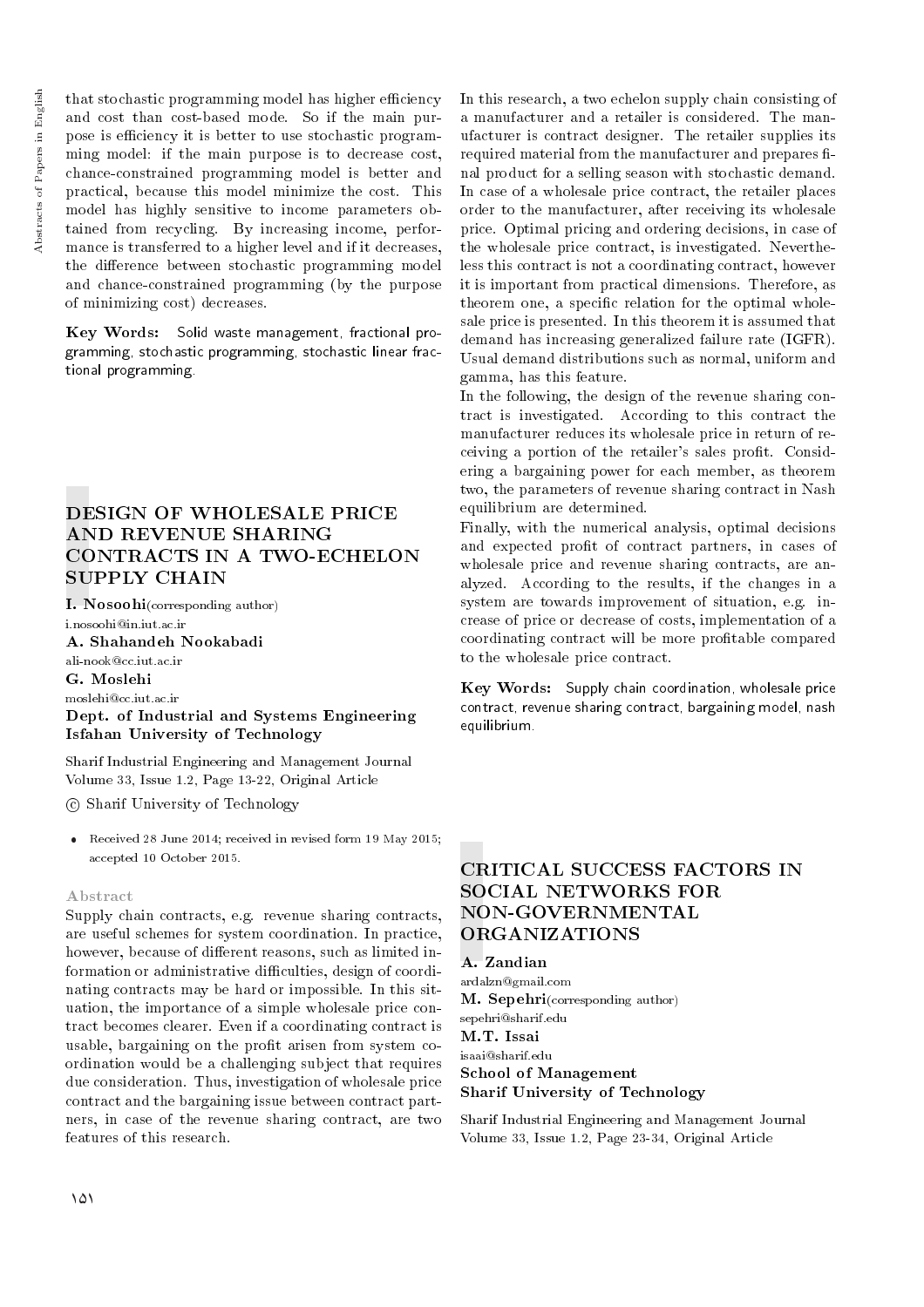that stochastic programming model has higher efficiency and cost than cost-based mode. So if the main purpose is efficiency it is better to use stochastic programming model: if the main purpose is to decrease cost, chance-constrained programming model is better and practical, because this model minimize the cost. This model has highly sensitive to income parameters obtained from recycling. By increasing income, performance is transferred to a higher level and if it decreases, the difference between stochastic programming model and chance-constrained programming (by the purpose of minimizing cost) decreases.

**Key Words:** Solid waste management, fractional programming, stochastic programming, stochastic linear fractional programming.

## DESIGN OF WHOLESALE PRICE AND REVENUE SHARING CONTRACTS IN A TWO-ECHELON SUPPLY CHAIN

**I. Nosoohi**(corresponding author)
i.nosoohi@in.iut.ac.ir
**A. Shahandeh Nookabadi**
ali-nook@cc.iut.ac.ir
**G. Moslehi**
moslehi@cc.iut.ac.ir
**Dept. of Industrial and Systems Engineering**
**Isfahan University of Technology**

Sharif Industrial Engineering and Management Journal
Volume 33, Issue 1.2, Page 13-22, Original Article

© Sharif University of Technology

- Received 28 June 2014; received in revised form 19 May 2015; accepted 10 October 2015.

### Abstract

Supply chain contracts, e.g. revenue sharing contracts, are useful schemes for system coordination. In practice, however, because of different reasons, such as limited information or administrative difficulties, design of coordinating contracts may be hard or impossible. In this situation, the importance of a simple wholesale price contract becomes clearer. Even if a coordinating contract is usable, bargaining on the profit arisen from system coordination would be a challenging subject that requires due consideration. Thus, investigation of wholesale price contract and the bargaining issue between contract partners, in case of the revenue sharing contract, are two features of this research.

In this research, a two echelon supply chain consisting of a manufacturer and a retailer is considered. The manufacturer is contract designer. The retailer supplies its required material from the manufacturer and prepares final product for a selling season with stochastic demand. In case of a wholesale price contract, the retailer places order to the manufacturer, after receiving its wholesale price. Optimal pricing and ordering decisions, in case of the wholesale price contract, is investigated. Nevertheless this contract is not a coordinating contract, however it is important from practical dimensions. Therefore, as theorem one, a specific relation for the optimal wholesale price is presented. In this theorem it is assumed that demand has increasing generalized failure rate (IGFR). Usual demand distributions such as normal, uniform and gamma, has this feature.

In the following, the design of the revenue sharing contract is investigated. According to this contract the manufacturer reduces its wholesale price in return of receiving a portion of the retailer's sales profit. Considering a bargaining power for each member, as theorem two, the parameters of revenue sharing contract in Nash equilibrium are determined.

Finally, with the numerical analysis, optimal decisions and expected profit of contract partners, in cases of wholesale price and revenue sharing contracts, are analyzed. According to the results, if the changes in a system are towards improvement of situation, e.g. increase of price or decrease of costs, implementation of a coordinating contract will be more profitable compared to the wholesale price contract.

**Key Words:** Supply chain coordination, wholesale price contract, revenue sharing contract, bargaining model, nash equilibrium.

## CRITICAL SUCCESS FACTORS IN SOCIAL NETWORKS FOR NON-GOVERNMENTAL ORGANIZATIONS

**A. Zandian**
ardalzn@gmail.com
**M. Sepehri**(corresponding author)
sepehri@sharif.edu
**M.T. Issai**
isaai@sharif.edu
**School of Management**
**Sharif University of Technology**

Sharif Industrial Engineering and Management Journal
Volume 33, Issue 1.2, Page 23-34, Original Article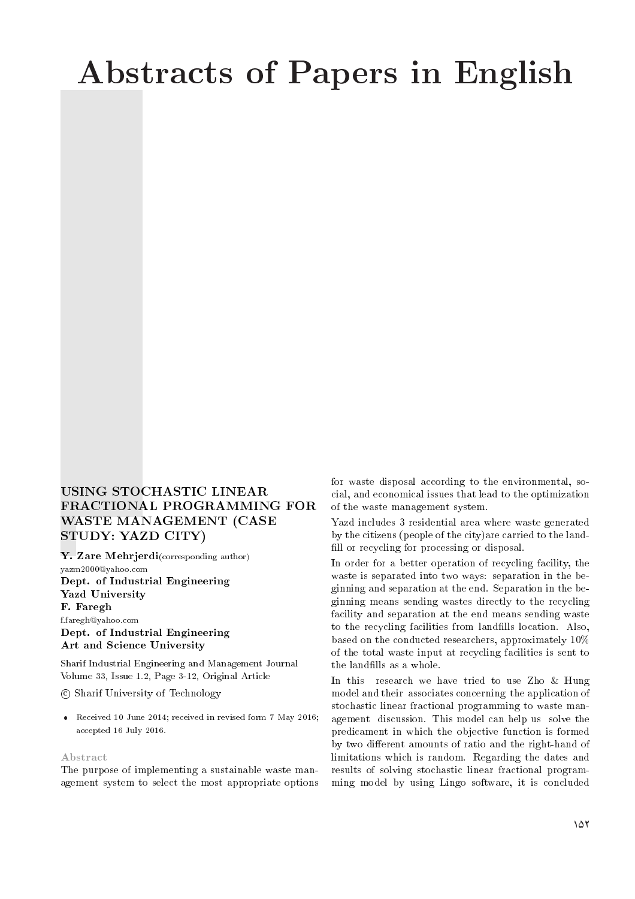# Abstracts of Papers in English

## USING STOCHASTIC LINEAR FRACTIONAL PROGRAMMING FOR WASTE MANAGEMENT (CASE STUDY: YAZD CITY)

**Y. Zare Mehrjerdi**(corresponding author)
yazm2000@yahoo.com
**Dept. of Industrial Engineering**
**Yazd University**
**F. Faregh**
f.faregh@yahoo.com
**Dept. of Industrial Engineering**
**Art and Science University**

Sharif Industrial Engineering and Management Journal
Volume 33, Issue 1.2, Page 3-12, Original Article

© Sharif University of Technology

- Received 10 June 2014; received in revised form 7 May 2016; accepted 16 July 2016.

### Abstract

The purpose of implementing a sustainable waste management system to select the most appropriate options for waste disposal according to the environmental, social, and economical issues that lead to the optimization of the waste management system.

Yazd includes 3 residential area where waste generated by the citizens (people of the city)are carried to the landfill or recycling for processing or disposal.

In order for a better operation of recycling facility, the waste is separated into two ways: separation in the beginning and separation at the end. Separation in the beginning means sending wastes directly to the recycling facility and separation at the end means sending waste to the recycling facilities from landfills location. Also, based on the conducted researchers, approximately 10% of the total waste input at recycling facilities is sent to the landfills as a whole.

In this research we have tried to use Zho & Hung model and their associates concerning the application of stochastic linear fractional programming to waste management discussion. This model can help us solve the predicament in which the objective function is formed by two different amounts of ratio and the right-hand of limitations which is random. Regarding the dates and results of solving stochastic linear fractional programming model by using Lingo software, it is concluded